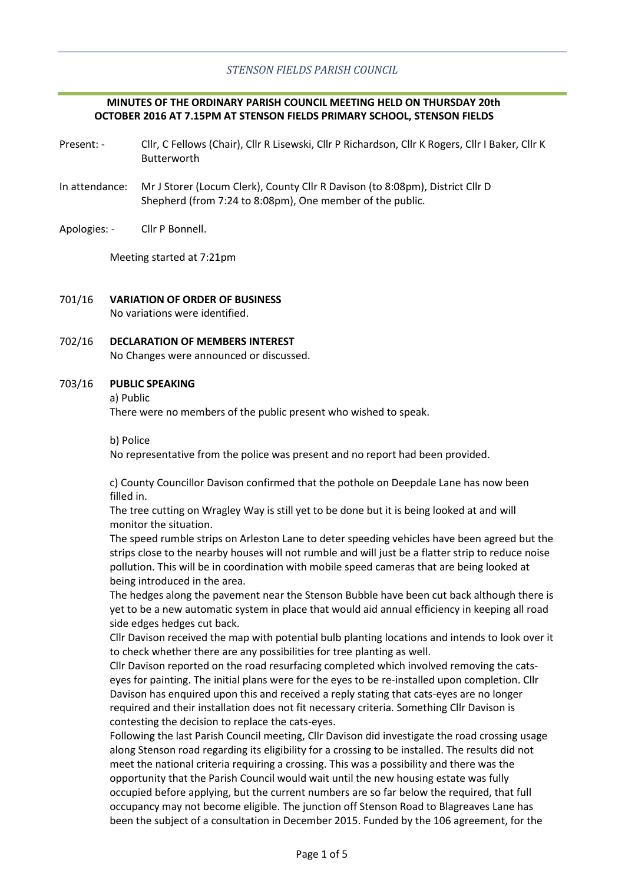*STENSON FIELDS PARISH COUNCIL*

**MINUTES OF THE ORDINARY PARISH COUNCIL MEETING HELD ON THURSDAY 20th OCTOBER 2016 AT 7.15PM AT STENSON FIELDS PRIMARY SCHOOL, STENSON FIELDS**

Present: - Cllr, C Fellows (Chair), Cllr R Lisewski, Cllr P Richardson, Cllr K Rogers, Cllr I Baker, Cllr K Butterworth

In attendance: Mr J Storer (Locum Clerk), County Cllr R Davison (to 8:08pm), District Cllr D Shepherd (from 7:24 to 8:08pm), One member of the public.

Apologies: - Cllr P Bonnell.

Meeting started at 7:21pm

701/16 **VARIATION OF ORDER OF BUSINESS**

No variations were identified.

702/16 **DECLARATION OF MEMBERS INTEREST**

No Changes were announced or discussed.

703/16 **PUBLIC SPEAKING**

a) Public

There were no members of the public present who wished to speak.

b) Police

No representative from the police was present and no report had been provided.

c) County Councillor Davison confirmed that the pothole on Deepdale Lane has now been filled in.

The tree cutting on Wragley Way is still yet to be done but it is being looked at and will monitor the situation.

The speed rumble strips on Arleston Lane to deter speeding vehicles have been agreed but the strips close to the nearby houses will not rumble and will just be a flatter strip to reduce noise pollution. This will be in coordination with mobile speed cameras that are being looked at being introduced in the area.

The hedges along the pavement near the Stenson Bubble have been cut back although there is yet to be a new automatic system in place that would aid annual efficiency in keeping all road side edges hedges cut back.

Cllr Davison received the map with potential bulb planting locations and intends to look over it to check whether there are any possibilities for tree planting as well.

Cllr Davison reported on the road resurfacing completed which involved removing the cats-eyes for painting. The initial plans were for the eyes to be re-installed upon completion. Cllr Davison has enquired upon this and received a reply stating that cats-eyes are no longer required and their installation does not fit necessary criteria. Something Cllr Davison is contesting the decision to replace the cats-eyes.

Following the last Parish Council meeting, Cllr Davison did investigate the road crossing usage along Stenson road regarding its eligibility for a crossing to be installed. The results did not meet the national criteria requiring a crossing. This was a possibility and there was the opportunity that the Parish Council would wait until the new housing estate was fully occupied before applying, but the current numbers are so far below the required, that full occupancy may not become eligible. The junction off Stenson Road to Blagreaves Lane has been the subject of a consultation in December 2015. Funded by the 106 agreement, for the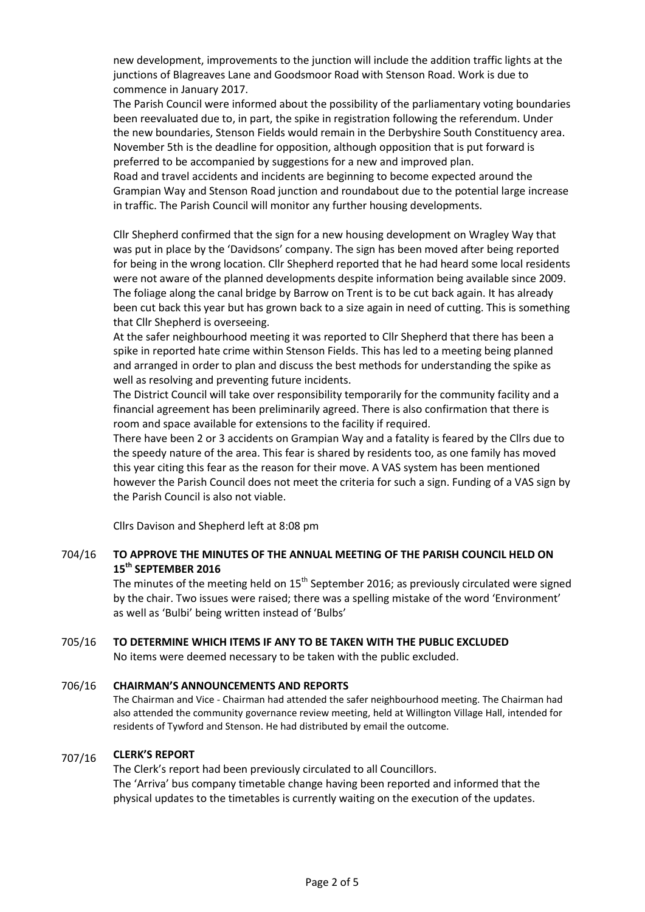new development, improvements to the junction will include the addition traffic lights at the junctions of Blagreaves Lane and Goodsmoor Road with Stenson Road. Work is due to commence in January 2017.

The Parish Council were informed about the possibility of the parliamentary voting boundaries been reevaluated due to, in part, the spike in registration following the referendum. Under the new boundaries, Stenson Fields would remain in the Derbyshire South Constituency area. November 5th is the deadline for opposition, although opposition that is put forward is preferred to be accompanied by suggestions for a new and improved plan.

Road and travel accidents and incidents are beginning to become expected around the Grampian Way and Stenson Road junction and roundabout due to the potential large increase in traffic. The Parish Council will monitor any further housing developments.

Cllr Shepherd confirmed that the sign for a new housing development on Wragley Way that was put in place by the 'Davidsons' company. The sign has been moved after being reported for being in the wrong location. Cllr Shepherd reported that he had heard some local residents were not aware of the planned developments despite information being available since 2009. The foliage along the canal bridge by Barrow on Trent is to be cut back again. It has already been cut back this year but has grown back to a size again in need of cutting. This is something that Cllr Shepherd is overseeing.

At the safer neighbourhood meeting it was reported to Cllr Shepherd that there has been a spike in reported hate crime within Stenson Fields. This has led to a meeting being planned and arranged in order to plan and discuss the best methods for understanding the spike as well as resolving and preventing future incidents.

The District Council will take over responsibility temporarily for the community facility and a financial agreement has been preliminarily agreed. There is also confirmation that there is room and space available for extensions to the facility if required.

There have been 2 or 3 accidents on Grampian Way and a fatality is feared by the Cllrs due to the speedy nature of the area. This fear is shared by residents too, as one family has moved this year citing this fear as the reason for their move. A VAS system has been mentioned however the Parish Council does not meet the criteria for such a sign. Funding of a VAS sign by the Parish Council is also not viable.

Cllrs Davison and Shepherd left at 8:08 pm

**704/16 TO APPROVE THE MINUTES OF THE ANNUAL MEETING OF THE PARISH COUNCIL HELD ON 15th SEPTEMBER 2016**

The minutes of the meeting held on 15th September 2016; as previously circulated were signed by the chair. Two issues were raised; there was a spelling mistake of the word 'Environment' as well as 'Bulbi' being written instead of 'Bulbs'

**705/16 TO DETERMINE WHICH ITEMS IF ANY TO BE TAKEN WITH THE PUBLIC EXCLUDED**

No items were deemed necessary to be taken with the public excluded.

**706/16 CHAIRMAN'S ANNOUNCEMENTS AND REPORTS**

The Chairman and Vice - Chairman had attended the safer neighbourhood meeting. The Chairman had also attended the community governance review meeting, held at Willington Village Hall, intended for residents of Tywford and Stenson. He had distributed by email the outcome.

**707/16 CLERK'S REPORT**

The Clerk's report had been previously circulated to all Councillors.

The 'Arriva' bus company timetable change having been reported and informed that the physical updates to the timetables is currently waiting on the execution of the updates.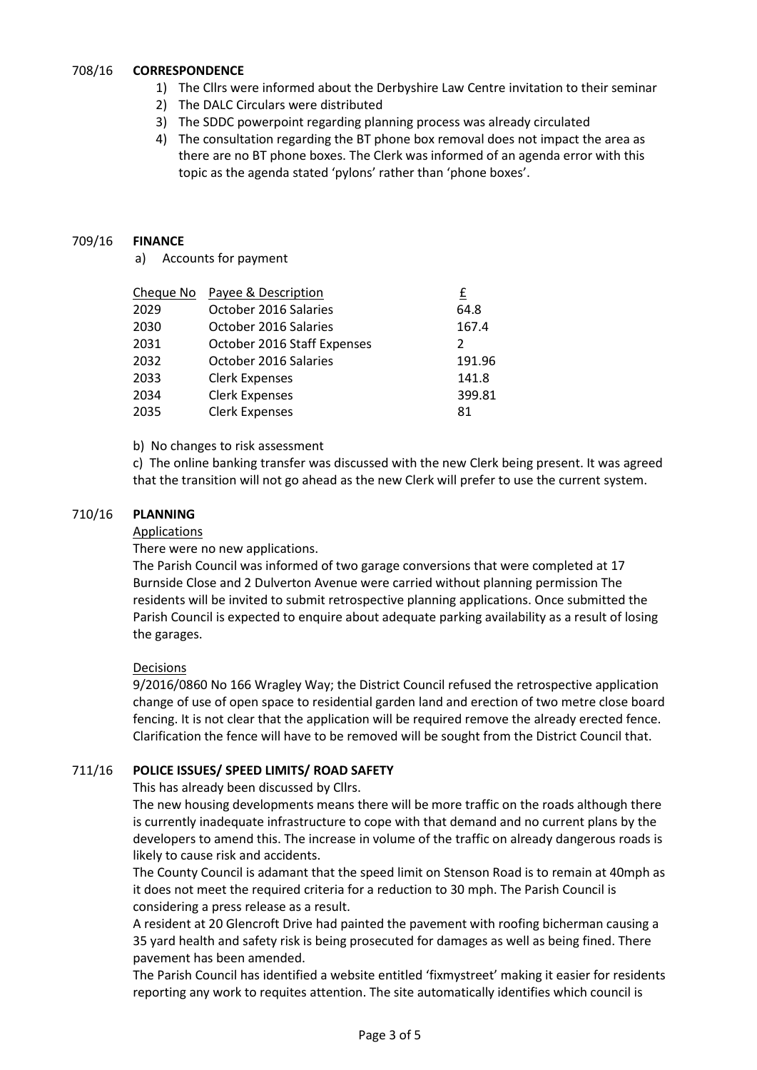## 708/16 **CORRESPONDENCE**

1) The Cllrs were informed about the Derbyshire Law Centre invitation to their seminar
2) The DALC Circulars were distributed
3) The SDDC powerpoint regarding planning process was already circulated
4) The consultation regarding the BT phone box removal does not impact the area as there are no BT phone boxes. The Clerk was informed of an agenda error with this topic as the agenda stated 'pylons' rather than 'phone boxes'.

## 709/16 **FINANCE**

a) Accounts for payment

| Cheque No | Payee & Description | £ |
|---|---|---|
| 2029 | October 2016 Salaries | 64.8 |
| 2030 | October 2016 Salaries | 167.4 |
| 2031 | October 2016 Staff Expenses | 2 |
| 2032 | October 2016 Salaries | 191.96 |
| 2033 | Clerk Expenses | 141.8 |
| 2034 | Clerk Expenses | 399.81 |
| 2035 | Clerk Expenses | 81 |

b) No changes to risk assessment

c) The online banking transfer was discussed with the new Clerk being present. It was agreed that the transition will not go ahead as the new Clerk will prefer to use the current system.

## 710/16 **PLANNING**

Applications

There were no new applications.

The Parish Council was informed of two garage conversions that were completed at 17 Burnside Close and 2 Dulverton Avenue were carried without planning permission The residents will be invited to submit retrospective planning applications. Once submitted the Parish Council is expected to enquire about adequate parking availability as a result of losing the garages.

Decisions

9/2016/0860 No 166 Wragley Way; the District Council refused the retrospective application change of use of open space to residential garden land and erection of two metre close board fencing. It is not clear that the application will be required remove the already erected fence. Clarification the fence will have to be removed will be sought from the District Council that.

## 711/16 **POLICE ISSUES/ SPEED LIMITS/ ROAD SAFETY**

This has already been discussed by Cllrs.

The new housing developments means there will be more traffic on the roads although there is currently inadequate infrastructure to cope with that demand and no current plans by the developers to amend this. The increase in volume of the traffic on already dangerous roads is likely to cause risk and accidents.

The County Council is adamant that the speed limit on Stenson Road is to remain at 40mph as it does not meet the required criteria for a reduction to 30 mph. The Parish Council is considering a press release as a result.

A resident at 20 Glencroft Drive had painted the pavement with roofing bicherman causing a 35 yard health and safety risk is being prosecuted for damages as well as being fined. There pavement has been amended.

The Parish Council has identified a website entitled 'fixmystreet' making it easier for residents reporting any work to requites attention. The site automatically identifies which council is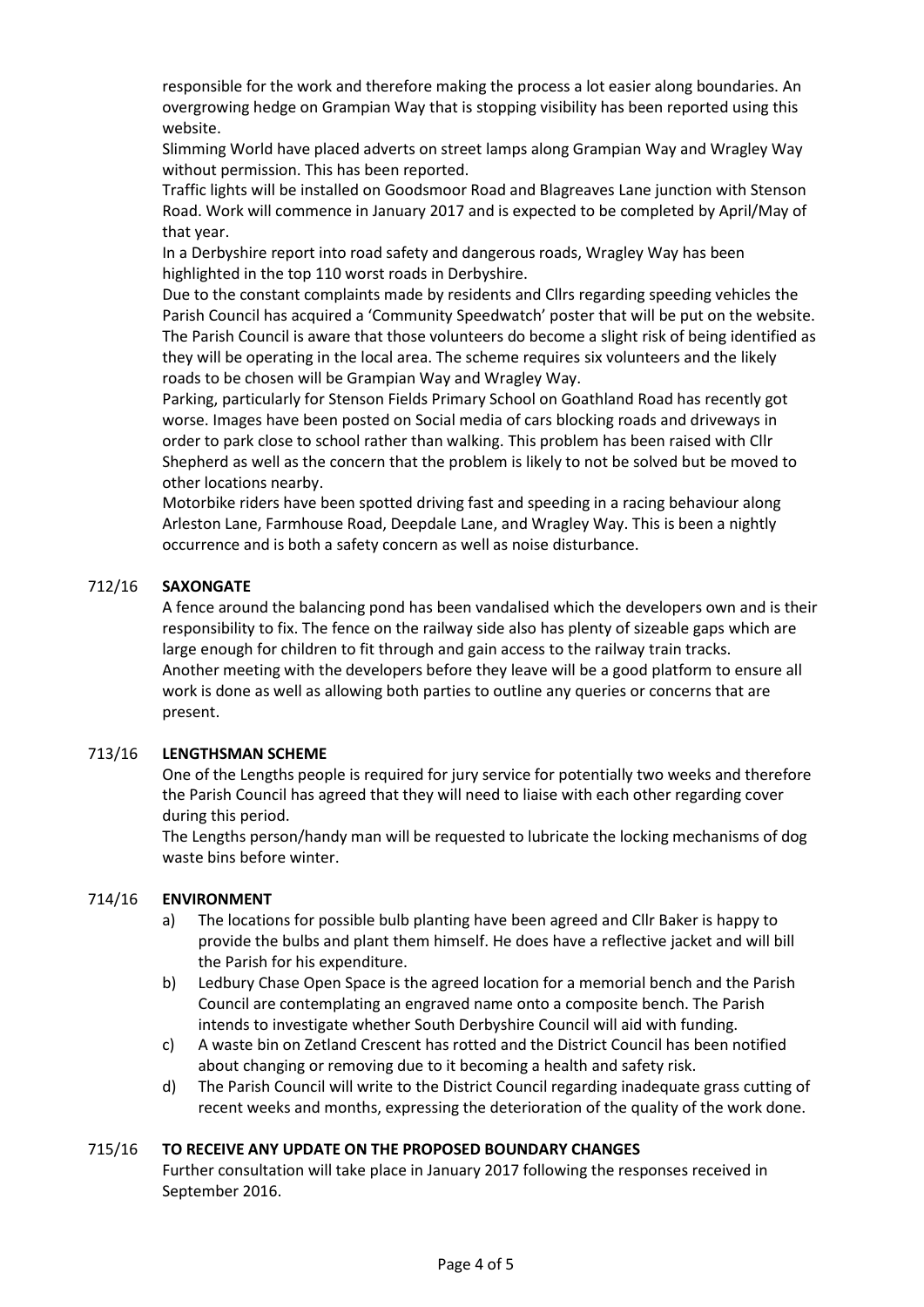responsible for the work and therefore making the process a lot easier along boundaries. An overgrowing hedge on Grampian Way that is stopping visibility has been reported using this website.

Slimming World have placed adverts on street lamps along Grampian Way and Wragley Way without permission. This has been reported.

Traffic lights will be installed on Goodsmoor Road and Blagreaves Lane junction with Stenson Road. Work will commence in January 2017 and is expected to be completed by April/May of that year.

In a Derbyshire report into road safety and dangerous roads, Wragley Way has been highlighted in the top 110 worst roads in Derbyshire.

Due to the constant complaints made by residents and Cllrs regarding speeding vehicles the Parish Council has acquired a 'Community Speedwatch' poster that will be put on the website. The Parish Council is aware that those volunteers do become a slight risk of being identified as they will be operating in the local area. The scheme requires six volunteers and the likely roads to be chosen will be Grampian Way and Wragley Way.

Parking, particularly for Stenson Fields Primary School on Goathland Road has recently got worse. Images have been posted on Social media of cars blocking roads and driveways in order to park close to school rather than walking. This problem has been raised with Cllr Shepherd as well as the concern that the problem is likely to not be solved but be moved to other locations nearby.

Motorbike riders have been spotted driving fast and speeding in a racing behaviour along Arleston Lane, Farmhouse Road, Deepdale Lane, and Wragley Way. This is been a nightly occurrence and is both a safety concern as well as noise disturbance.

## 712/16 SAXONGATE

A fence around the balancing pond has been vandalised which the developers own and is their responsibility to fix. The fence on the railway side also has plenty of sizeable gaps which are large enough for children to fit through and gain access to the railway train tracks.

Another meeting with the developers before they leave will be a good platform to ensure all work is done as well as allowing both parties to outline any queries or concerns that are present.

## 713/16 LENGTHSMAN SCHEME

One of the Lengths people is required for jury service for potentially two weeks and therefore the Parish Council has agreed that they will need to liaise with each other regarding cover during this period.

The Lengths person/handy man will be requested to lubricate the locking mechanisms of dog waste bins before winter.

## 714/16 ENVIRONMENT

a) The locations for possible bulb planting have been agreed and Cllr Baker is happy to provide the bulbs and plant them himself. He does have a reflective jacket and will bill the Parish for his expenditure.
b) Ledbury Chase Open Space is the agreed location for a memorial bench and the Parish Council are contemplating an engraved name onto a composite bench. The Parish intends to investigate whether South Derbyshire Council will aid with funding.
c) A waste bin on Zetland Crescent has rotted and the District Council has been notified about changing or removing due to it becoming a health and safety risk.
d) The Parish Council will write to the District Council regarding inadequate grass cutting of recent weeks and months, expressing the deterioration of the quality of the work done.

## 715/16 TO RECEIVE ANY UPDATE ON THE PROPOSED BOUNDARY CHANGES

Further consultation will take place in January 2017 following the responses received in September 2016.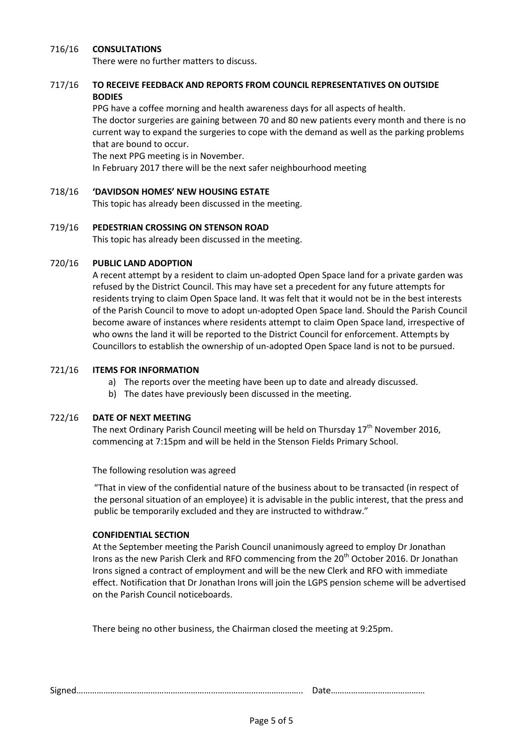**716/16 CONSULTATIONS**

There were no further matters to discuss.

**717/16 TO RECEIVE FEEDBACK AND REPORTS FROM COUNCIL REPRESENTATIVES ON OUTSIDE BODIES**

PPG have a coffee morning and health awareness days for all aspects of health.
The doctor surgeries are gaining between 70 and 80 new patients every month and there is no current way to expand the surgeries to cope with the demand as well as the parking problems that are bound to occur.
The next PPG meeting is in November.
In February 2017 there will be the next safer neighbourhood meeting

**718/16 'DAVIDSON HOMES' NEW HOUSING ESTATE**

This topic has already been discussed in the meeting.

**719/16 PEDESTRIAN CROSSING ON STENSON ROAD**

This topic has already been discussed in the meeting.

**720/16 PUBLIC LAND ADOPTION**

A recent attempt by a resident to claim un-adopted Open Space land for a private garden was refused by the District Council. This may have set a precedent for any future attempts for residents trying to claim Open Space land. It was felt that it would not be in the best interests of the Parish Council to move to adopt un-adopted Open Space land. Should the Parish Council become aware of instances where residents attempt to claim Open Space land, irrespective of who owns the land it will be reported to the District Council for enforcement. Attempts by Councillors to establish the ownership of un-adopted Open Space land is not to be pursued.

**721/16 ITEMS FOR INFORMATION**

a) The reports over the meeting have been up to date and already discussed.
b) The dates have previously been discussed in the meeting.

**722/16 DATE OF NEXT MEETING**

The next Ordinary Parish Council meeting will be held on Thursday 17th November 2016, commencing at 7:15pm and will be held in the Stenson Fields Primary School.

The following resolution was agreed

"That in view of the confidential nature of the business about to be transacted (in respect of the personal situation of an employee) it is advisable in the public interest, that the press and public be temporarily excluded and they are instructed to withdraw."

**CONFIDENTIAL SECTION**

At the September meeting the Parish Council unanimously agreed to employ Dr Jonathan Irons as the new Parish Clerk and RFO commencing from the 20th October 2016. Dr Jonathan Irons signed a contract of employment and will be the new Clerk and RFO with immediate effect. Notification that Dr Jonathan Irons will join the LGPS pension scheme will be advertised on the Parish Council noticeboards.

There being no other business, the Chairman closed the meeting at 9:25pm.

Signed………………………………………………………………………………….. Date……………………………………